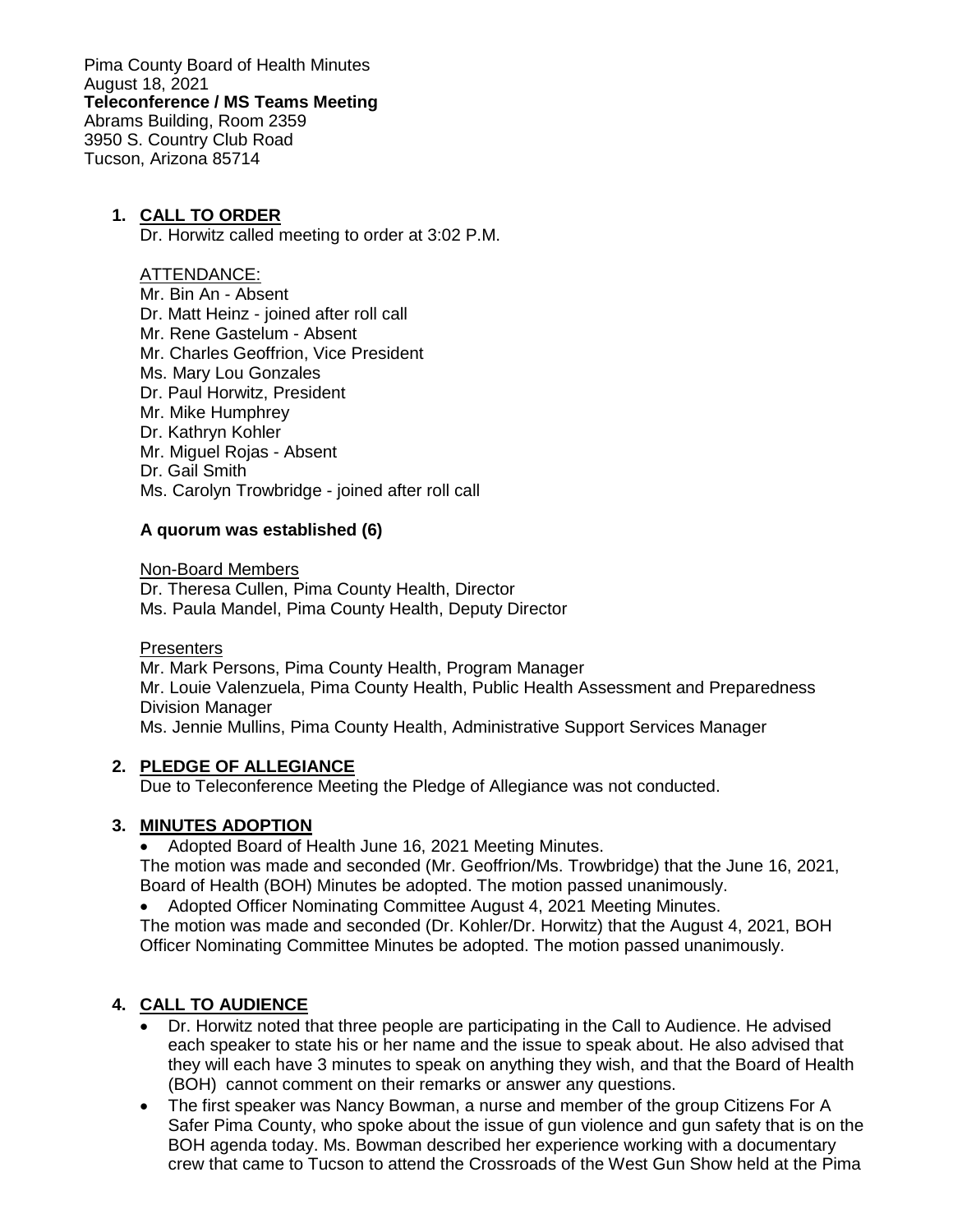Pima County Board of Health Minutes
August 18, 2021
**Teleconference / MS Teams Meeting**
Abrams Building, Room 2359
3950 S. Country Club Road
Tucson, Arizona 85714

1. **CALL TO ORDER**
   Dr. Horwitz called meeting to order at 3:02 P.M.

   ATTENDANCE:
   Mr. Bin An - Absent
   Dr. Matt Heinz - joined after roll call
   Mr. Rene Gastelum - Absent
   Mr. Charles Geoffrion, Vice President
   Ms. Mary Lou Gonzales
   Dr. Paul Horwitz, President
   Mr. Mike Humphrey
   Dr. Kathryn Kohler
   Mr. Miguel Rojas - Absent
   Dr. Gail Smith
   Ms. Carolyn Trowbridge - joined after roll call

   **A quorum was established (6)**

   Non-Board Members
   Dr. Theresa Cullen, Pima County Health, Director
   Ms. Paula Mandel, Pima County Health, Deputy Director

   Presenters
   Mr. Mark Persons, Pima County Health, Program Manager
   Mr. Louie Valenzuela, Pima County Health, Public Health Assessment and Preparedness Division Manager
   Ms. Jennie Mullins, Pima County Health, Administrative Support Services Manager

2. **PLEDGE OF ALLEGIANCE**
   Due to Teleconference Meeting the Pledge of Allegiance was not conducted.

3. **MINUTES ADOPTION**
   - Adopted Board of Health June 16, 2021 Meeting Minutes.

   The motion was made and seconded (Mr. Geoffrion/Ms. Trowbridge) that the June 16, 2021, Board of Health (BOH) Minutes be adopted. The motion passed unanimously.
   - Adopted Officer Nominating Committee August 4, 2021 Meeting Minutes.

   The motion was made and seconded (Dr. Kohler/Dr. Horwitz) that the August 4, 2021, BOH Officer Nominating Committee Minutes be adopted. The motion passed unanimously.

4. **CALL TO AUDIENCE**
   - Dr. Horwitz noted that three people are participating in the Call to Audience. He advised each speaker to state his or her name and the issue to speak about. He also advised that they will each have 3 minutes to speak on anything they wish, and that the Board of Health (BOH) cannot comment on their remarks or answer any questions.
   - The first speaker was Nancy Bowman, a nurse and member of the group Citizens For A Safer Pima County, who spoke about the issue of gun violence and gun safety that is on the BOH agenda today. Ms. Bowman described her experience working with a documentary crew that came to Tucson to attend the Crossroads of the West Gun Show held at the Pima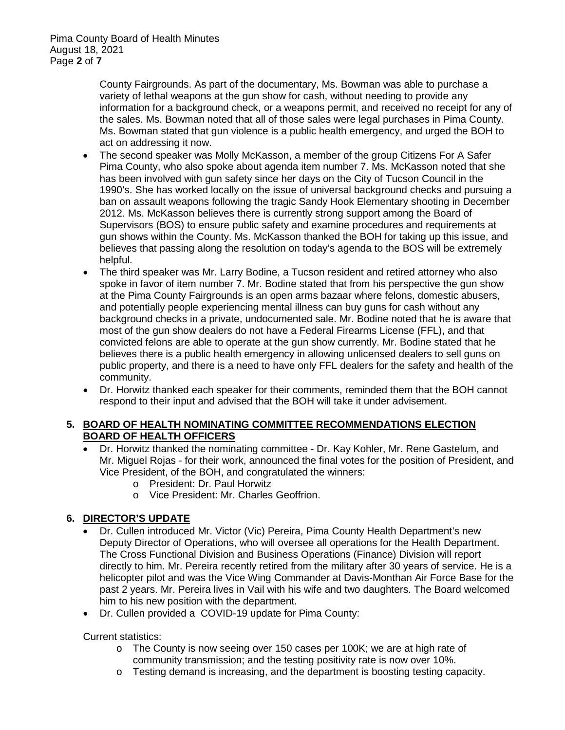County Fairgrounds. As part of the documentary, Ms. Bowman was able to purchase a variety of lethal weapons at the gun show for cash, without needing to provide any information for a background check, or a weapons permit, and received no receipt for any of the sales. Ms. Bowman noted that all of those sales were legal purchases in Pima County. Ms. Bowman stated that gun violence is a public health emergency, and urged the BOH to act on addressing it now.

- The second speaker was Molly McKasson, a member of the group Citizens For A Safer Pima County, who also spoke about agenda item number 7. Ms. McKasson noted that she has been involved with gun safety since her days on the City of Tucson Council in the 1990's. She has worked locally on the issue of universal background checks and pursuing a ban on assault weapons following the tragic Sandy Hook Elementary shooting in December 2012. Ms. McKasson believes there is currently strong support among the Board of Supervisors (BOS) to ensure public safety and examine procedures and requirements at gun shows within the County. Ms. McKasson thanked the BOH for taking up this issue, and believes that passing along the resolution on today's agenda to the BOS will be extremely helpful.
- The third speaker was Mr. Larry Bodine, a Tucson resident and retired attorney who also spoke in favor of item number 7. Mr. Bodine stated that from his perspective the gun show at the Pima County Fairgrounds is an open arms bazaar where felons, domestic abusers, and potentially people experiencing mental illness can buy guns for cash without any background checks in a private, undocumented sale. Mr. Bodine noted that he is aware that most of the gun show dealers do not have a Federal Firearms License (FFL), and that convicted felons are able to operate at the gun show currently. Mr. Bodine stated that he believes there is a public health emergency in allowing unlicensed dealers to sell guns on public property, and there is a need to have only FFL dealers for the safety and health of the community.
- Dr. Horwitz thanked each speaker for their comments, reminded them that the BOH cannot respond to their input and advised that the BOH will take it under advisement.

## 5. BOARD OF HEALTH NOMINATING COMMITTEE RECOMMENDATIONS ELECTION BOARD OF HEALTH OFFICERS

- Dr. Horwitz thanked the nominating committee - Dr. Kay Kohler, Mr. Rene Gastelum, and Mr. Miguel Rojas - for their work, announced the final votes for the position of President, and Vice President, of the BOH, and congratulated the winners:
  - President: Dr. Paul Horwitz
  - Vice President: Mr. Charles Geoffrion.

## 6. DIRECTOR'S UPDATE

- Dr. Cullen introduced Mr. Victor (Vic) Pereira, Pima County Health Department's new Deputy Director of Operations, who will oversee all operations for the Health Department. The Cross Functional Division and Business Operations (Finance) Division will report directly to him. Mr. Pereira recently retired from the military after 30 years of service. He is a helicopter pilot and was the Vice Wing Commander at Davis-Monthan Air Force Base for the past 2 years. Mr. Pereira lives in Vail with his wife and two daughters. The Board welcomed him to his new position with the department.
- Dr. Cullen provided a COVID-19 update for Pima County:

Current statistics:

- The County is now seeing over 150 cases per 100K; we are at high rate of community transmission; and the testing positivity rate is now over 10%.
- Testing demand is increasing, and the department is boosting testing capacity.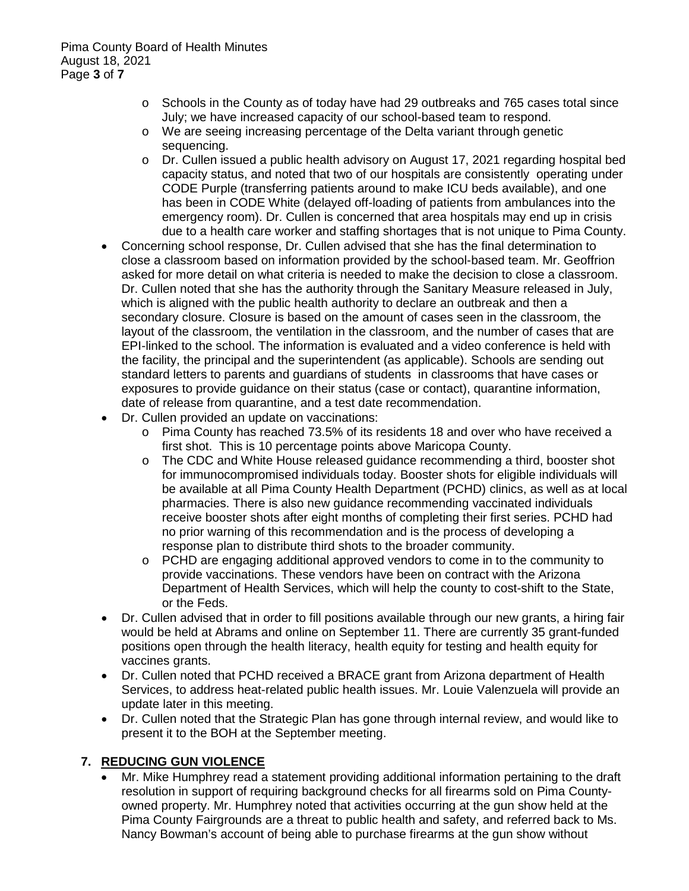- Schools in the County as of today have had 29 outbreaks and 765 cases total since July; we have increased capacity of our school-based team to respond.
  - We are seeing increasing percentage of the Delta variant through genetic sequencing.
  - Dr. Cullen issued a public health advisory on August 17, 2021 regarding hospital bed capacity status, and noted that two of our hospitals are consistently operating under CODE Purple (transferring patients around to make ICU beds available), and one has been in CODE White (delayed off-loading of patients from ambulances into the emergency room). Dr. Cullen is concerned that area hospitals may end up in crisis due to a health care worker and staffing shortages that is not unique to Pima County.
- Concerning school response, Dr. Cullen advised that she has the final determination to close a classroom based on information provided by the school-based team. Mr. Geoffrion asked for more detail on what criteria is needed to make the decision to close a classroom. Dr. Cullen noted that she has the authority through the Sanitary Measure released in July, which is aligned with the public health authority to declare an outbreak and then a secondary closure. Closure is based on the amount of cases seen in the classroom, the layout of the classroom, the ventilation in the classroom, and the number of cases that are EPI-linked to the school. The information is evaluated and a video conference is held with the facility, the principal and the superintendent (as applicable). Schools are sending out standard letters to parents and guardians of students in classrooms that have cases or exposures to provide guidance on their status (case or contact), quarantine information, date of release from quarantine, and a test date recommendation.
- Dr. Cullen provided an update on vaccinations:
  - Pima County has reached 73.5% of its residents 18 and over who have received a first shot. This is 10 percentage points above Maricopa County.
  - The CDC and White House released guidance recommending a third, booster shot for immunocompromised individuals today. Booster shots for eligible individuals will be available at all Pima County Health Department (PCHD) clinics, as well as at local pharmacies. There is also new guidance recommending vaccinated individuals receive booster shots after eight months of completing their first series. PCHD had no prior warning of this recommendation and is the process of developing a response plan to distribute third shots to the broader community.
  - PCHD are engaging additional approved vendors to come in to the community to provide vaccinations. These vendors have been on contract with the Arizona Department of Health Services, which will help the county to cost-shift to the State, or the Feds.
- Dr. Cullen advised that in order to fill positions available through our new grants, a hiring fair would be held at Abrams and online on September 11. There are currently 35 grant-funded positions open through the health literacy, health equity for testing and health equity for vaccines grants.
- Dr. Cullen noted that PCHD received a BRACE grant from Arizona department of Health Services, to address heat-related public health issues. Mr. Louie Valenzuela will provide an update later in this meeting.
- Dr. Cullen noted that the Strategic Plan has gone through internal review, and would like to present it to the BOH at the September meeting.

## 7. REDUCING GUN VIOLENCE

- Mr. Mike Humphrey read a statement providing additional information pertaining to the draft resolution in support of requiring background checks for all firearms sold on Pima County-owned property. Mr. Humphrey noted that activities occurring at the gun show held at the Pima County Fairgrounds are a threat to public health and safety, and referred back to Ms. Nancy Bowman's account of being able to purchase firearms at the gun show without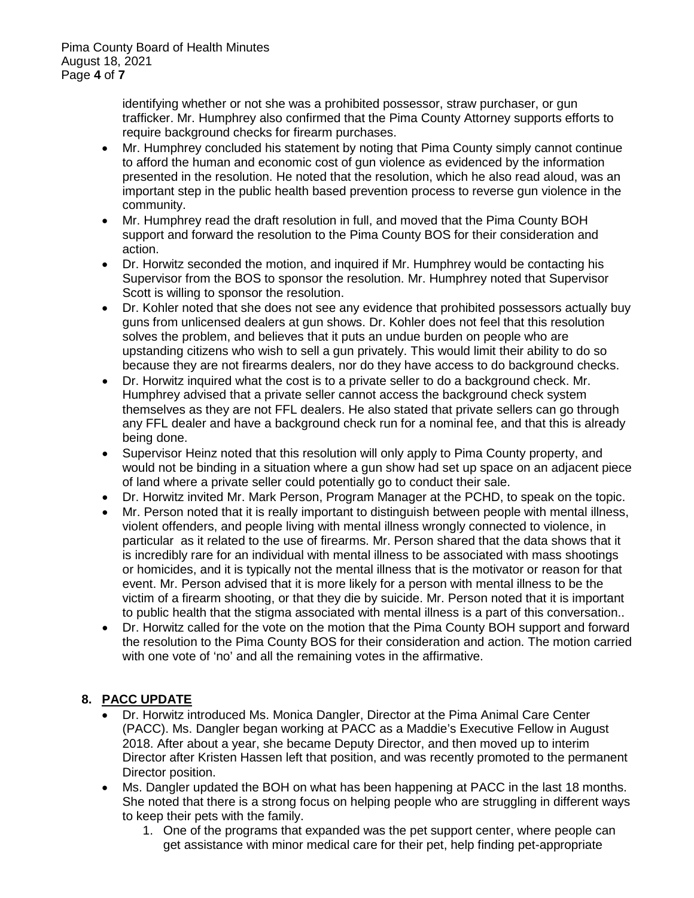identifying whether or not she was a prohibited possessor, straw purchaser, or gun trafficker. Mr. Humphrey also confirmed that the Pima County Attorney supports efforts to require background checks for firearm purchases.

- Mr. Humphrey concluded his statement by noting that Pima County simply cannot continue to afford the human and economic cost of gun violence as evidenced by the information presented in the resolution. He noted that the resolution, which he also read aloud, was an important step in the public health based prevention process to reverse gun violence in the community.
- Mr. Humphrey read the draft resolution in full, and moved that the Pima County BOH support and forward the resolution to the Pima County BOS for their consideration and action.
- Dr. Horwitz seconded the motion, and inquired if Mr. Humphrey would be contacting his Supervisor from the BOS to sponsor the resolution. Mr. Humphrey noted that Supervisor Scott is willing to sponsor the resolution.
- Dr. Kohler noted that she does not see any evidence that prohibited possessors actually buy guns from unlicensed dealers at gun shows. Dr. Kohler does not feel that this resolution solves the problem, and believes that it puts an undue burden on people who are upstanding citizens who wish to sell a gun privately. This would limit their ability to do so because they are not firearms dealers, nor do they have access to do background checks.
- Dr. Horwitz inquired what the cost is to a private seller to do a background check. Mr. Humphrey advised that a private seller cannot access the background check system themselves as they are not FFL dealers. He also stated that private sellers can go through any FFL dealer and have a background check run for a nominal fee, and that this is already being done.
- Supervisor Heinz noted that this resolution will only apply to Pima County property, and would not be binding in a situation where a gun show had set up space on an adjacent piece of land where a private seller could potentially go to conduct their sale.
- Dr. Horwitz invited Mr. Mark Person, Program Manager at the PCHD, to speak on the topic.
- Mr. Person noted that it is really important to distinguish between people with mental illness, violent offenders, and people living with mental illness wrongly connected to violence, in particular as it related to the use of firearms. Mr. Person shared that the data shows that it is incredibly rare for an individual with mental illness to be associated with mass shootings or homicides, and it is typically not the mental illness that is the motivator or reason for that event. Mr. Person advised that it is more likely for a person with mental illness to be the victim of a firearm shooting, or that they die by suicide. Mr. Person noted that it is important to public health that the stigma associated with mental illness is a part of this conversation..
- Dr. Horwitz called for the vote on the motion that the Pima County BOH support and forward the resolution to the Pima County BOS for their consideration and action. The motion carried with one vote of 'no' and all the remaining votes in the affirmative.

## 8. PACC UPDATE

- Dr. Horwitz introduced Ms. Monica Dangler, Director at the Pima Animal Care Center (PACC). Ms. Dangler began working at PACC as a Maddie's Executive Fellow in August 2018. After about a year, she became Deputy Director, and then moved up to interim Director after Kristen Hassen left that position, and was recently promoted to the permanent Director position.
- Ms. Dangler updated the BOH on what has been happening at PACC in the last 18 months. She noted that there is a strong focus on helping people who are struggling in different ways to keep their pets with the family.
  1. One of the programs that expanded was the pet support center, where people can get assistance with minor medical care for their pet, help finding pet-appropriate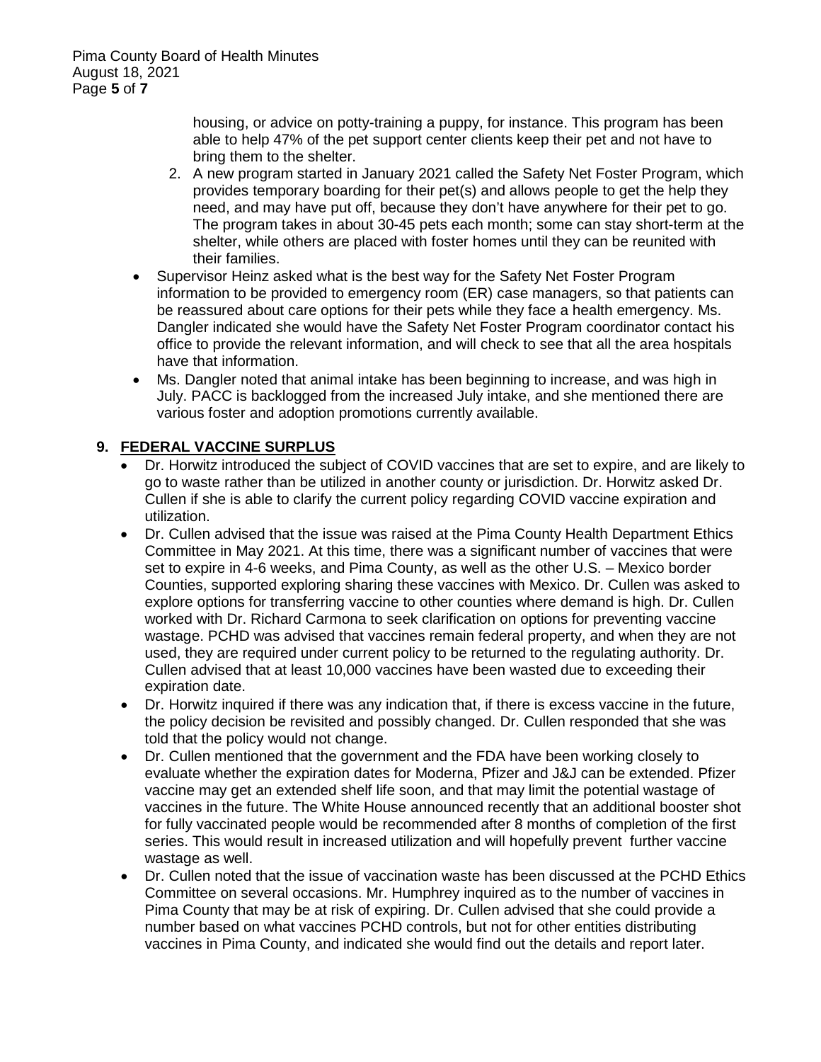housing, or advice on potty-training a puppy, for instance. This program has been able to help 47% of the pet support center clients keep their pet and not have to bring them to the shelter.

2. A new program started in January 2021 called the Safety Net Foster Program, which provides temporary boarding for their pet(s) and allows people to get the help they need, and may have put off, because they don't have anywhere for their pet to go. The program takes in about 30-45 pets each month; some can stay short-term at the shelter, while others are placed with foster homes until they can be reunited with their families.

- Supervisor Heinz asked what is the best way for the Safety Net Foster Program information to be provided to emergency room (ER) case managers, so that patients can be reassured about care options for their pets while they face a health emergency. Ms. Dangler indicated she would have the Safety Net Foster Program coordinator contact his office to provide the relevant information, and will check to see that all the area hospitals have that information.
- Ms. Dangler noted that animal intake has been beginning to increase, and was high in July. PACC is backlogged from the increased July intake, and she mentioned there are various foster and adoption promotions currently available.

## 9. FEDERAL VACCINE SURPLUS

- Dr. Horwitz introduced the subject of COVID vaccines that are set to expire, and are likely to go to waste rather than be utilized in another county or jurisdiction. Dr. Horwitz asked Dr. Cullen if she is able to clarify the current policy regarding COVID vaccine expiration and utilization.
- Dr. Cullen advised that the issue was raised at the Pima County Health Department Ethics Committee in May 2021. At this time, there was a significant number of vaccines that were set to expire in 4-6 weeks, and Pima County, as well as the other U.S. – Mexico border Counties, supported exploring sharing these vaccines with Mexico. Dr. Cullen was asked to explore options for transferring vaccine to other counties where demand is high. Dr. Cullen worked with Dr. Richard Carmona to seek clarification on options for preventing vaccine wastage. PCHD was advised that vaccines remain federal property, and when they are not used, they are required under current policy to be returned to the regulating authority. Dr. Cullen advised that at least 10,000 vaccines have been wasted due to exceeding their expiration date.
- Dr. Horwitz inquired if there was any indication that, if there is excess vaccine in the future, the policy decision be revisited and possibly changed. Dr. Cullen responded that she was told that the policy would not change.
- Dr. Cullen mentioned that the government and the FDA have been working closely to evaluate whether the expiration dates for Moderna, Pfizer and J&J can be extended. Pfizer vaccine may get an extended shelf life soon, and that may limit the potential wastage of vaccines in the future. The White House announced recently that an additional booster shot for fully vaccinated people would be recommended after 8 months of completion of the first series. This would result in increased utilization and will hopefully prevent further vaccine wastage as well.
- Dr. Cullen noted that the issue of vaccination waste has been discussed at the PCHD Ethics Committee on several occasions. Mr. Humphrey inquired as to the number of vaccines in Pima County that may be at risk of expiring. Dr. Cullen advised that she could provide a number based on what vaccines PCHD controls, but not for other entities distributing vaccines in Pima County, and indicated she would find out the details and report later.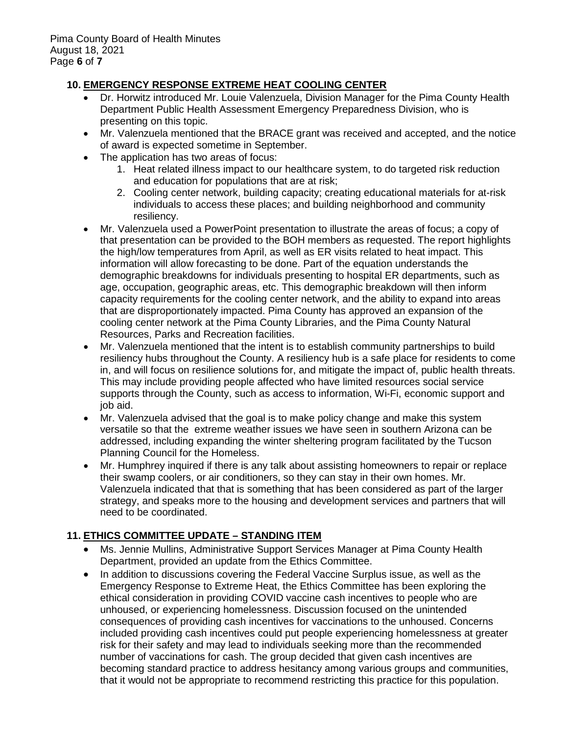## 10. EMERGENCY RESPONSE EXTREME HEAT COOLING CENTER

- Dr. Horwitz introduced Mr. Louie Valenzuela, Division Manager for the Pima County Health Department Public Health Assessment Emergency Preparedness Division, who is presenting on this topic.
- Mr. Valenzuela mentioned that the BRACE grant was received and accepted, and the notice of award is expected sometime in September.
- The application has two areas of focus:
  1. Heat related illness impact to our healthcare system, to do targeted risk reduction and education for populations that are at risk;
  2. Cooling center network, building capacity; creating educational materials for at-risk individuals to access these places; and building neighborhood and community resiliency.
- Mr. Valenzuela used a PowerPoint presentation to illustrate the areas of focus; a copy of that presentation can be provided to the BOH members as requested. The report highlights the high/low temperatures from April, as well as ER visits related to heat impact. This information will allow forecasting to be done. Part of the equation understands the demographic breakdowns for individuals presenting to hospital ER departments, such as age, occupation, geographic areas, etc. This demographic breakdown will then inform capacity requirements for the cooling center network, and the ability to expand into areas that are disproportionately impacted. Pima County has approved an expansion of the cooling center network at the Pima County Libraries, and the Pima County Natural Resources, Parks and Recreation facilities.
- Mr. Valenzuela mentioned that the intent is to establish community partnerships to build resiliency hubs throughout the County. A resiliency hub is a safe place for residents to come in, and will focus on resilience solutions for, and mitigate the impact of, public health threats. This may include providing people affected who have limited resources social service supports through the County, such as access to information, Wi-Fi, economic support and job aid.
- Mr. Valenzuela advised that the goal is to make policy change and make this system versatile so that the extreme weather issues we have seen in southern Arizona can be addressed, including expanding the winter sheltering program facilitated by the Tucson Planning Council for the Homeless.
- Mr. Humphrey inquired if there is any talk about assisting homeowners to repair or replace their swamp coolers, or air conditioners, so they can stay in their own homes. Mr. Valenzuela indicated that that is something that has been considered as part of the larger strategy, and speaks more to the housing and development services and partners that will need to be coordinated.

## 11. ETHICS COMMITTEE UPDATE – STANDING ITEM

- Ms. Jennie Mullins, Administrative Support Services Manager at Pima County Health Department, provided an update from the Ethics Committee.
- In addition to discussions covering the Federal Vaccine Surplus issue, as well as the Emergency Response to Extreme Heat, the Ethics Committee has been exploring the ethical consideration in providing COVID vaccine cash incentives to people who are unhoused, or experiencing homelessness. Discussion focused on the unintended consequences of providing cash incentives for vaccinations to the unhoused. Concerns included providing cash incentives could put people experiencing homelessness at greater risk for their safety and may lead to individuals seeking more than the recommended number of vaccinations for cash. The group decided that given cash incentives are becoming standard practice to address hesitancy among various groups and communities, that it would not be appropriate to recommend restricting this practice for this population.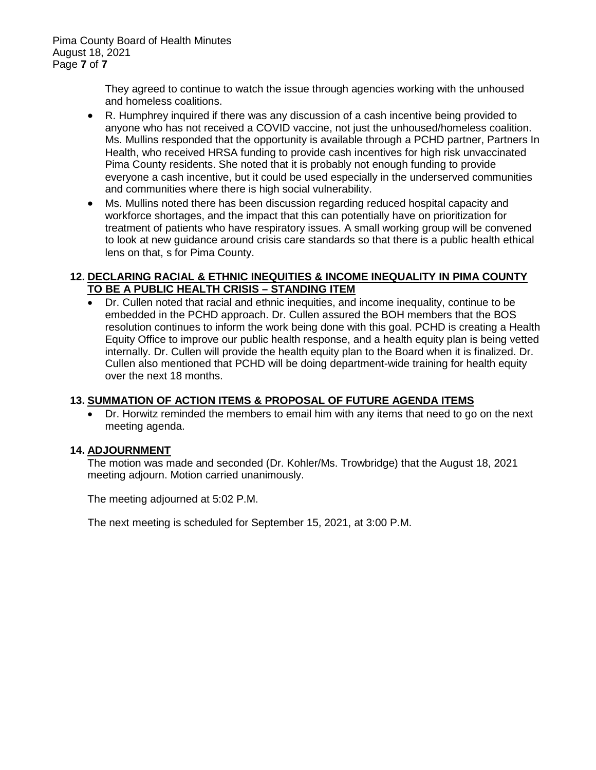They agreed to continue to watch the issue through agencies working with the unhoused and homeless coalitions.

- R. Humphrey inquired if there was any discussion of a cash incentive being provided to anyone who has not received a COVID vaccine, not just the unhoused/homeless coalition. Ms. Mullins responded that the opportunity is available through a PCHD partner, Partners In Health, who received HRSA funding to provide cash incentives for high risk unvaccinated Pima County residents. She noted that it is probably not enough funding to provide everyone a cash incentive, but it could be used especially in the underserved communities and communities where there is high social vulnerability.
- Ms. Mullins noted there has been discussion regarding reduced hospital capacity and workforce shortages, and the impact that this can potentially have on prioritization for treatment of patients who have respiratory issues. A small working group will be convened to look at new guidance around crisis care standards so that there is a public health ethical lens on that, s for Pima County.

## 12. DECLARING RACIAL & ETHNIC INEQUITIES & INCOME INEQUALITY IN PIMA COUNTY TO BE A PUBLIC HEALTH CRISIS – STANDING ITEM

- Dr. Cullen noted that racial and ethnic inequities, and income inequality, continue to be embedded in the PCHD approach. Dr. Cullen assured the BOH members that the BOS resolution continues to inform the work being done with this goal. PCHD is creating a Health Equity Office to improve our public health response, and a health equity plan is being vetted internally. Dr. Cullen will provide the health equity plan to the Board when it is finalized. Dr. Cullen also mentioned that PCHD will be doing department-wide training for health equity over the next 18 months.

## 13. SUMMATION OF ACTION ITEMS & PROPOSAL OF FUTURE AGENDA ITEMS

- Dr. Horwitz reminded the members to email him with any items that need to go on the next meeting agenda.

## 14. ADJOURNMENT

The motion was made and seconded (Dr. Kohler/Ms. Trowbridge) that the August 18, 2021 meeting adjourn. Motion carried unanimously.

The meeting adjourned at 5:02 P.M.

The next meeting is scheduled for September 15, 2021, at 3:00 P.M.